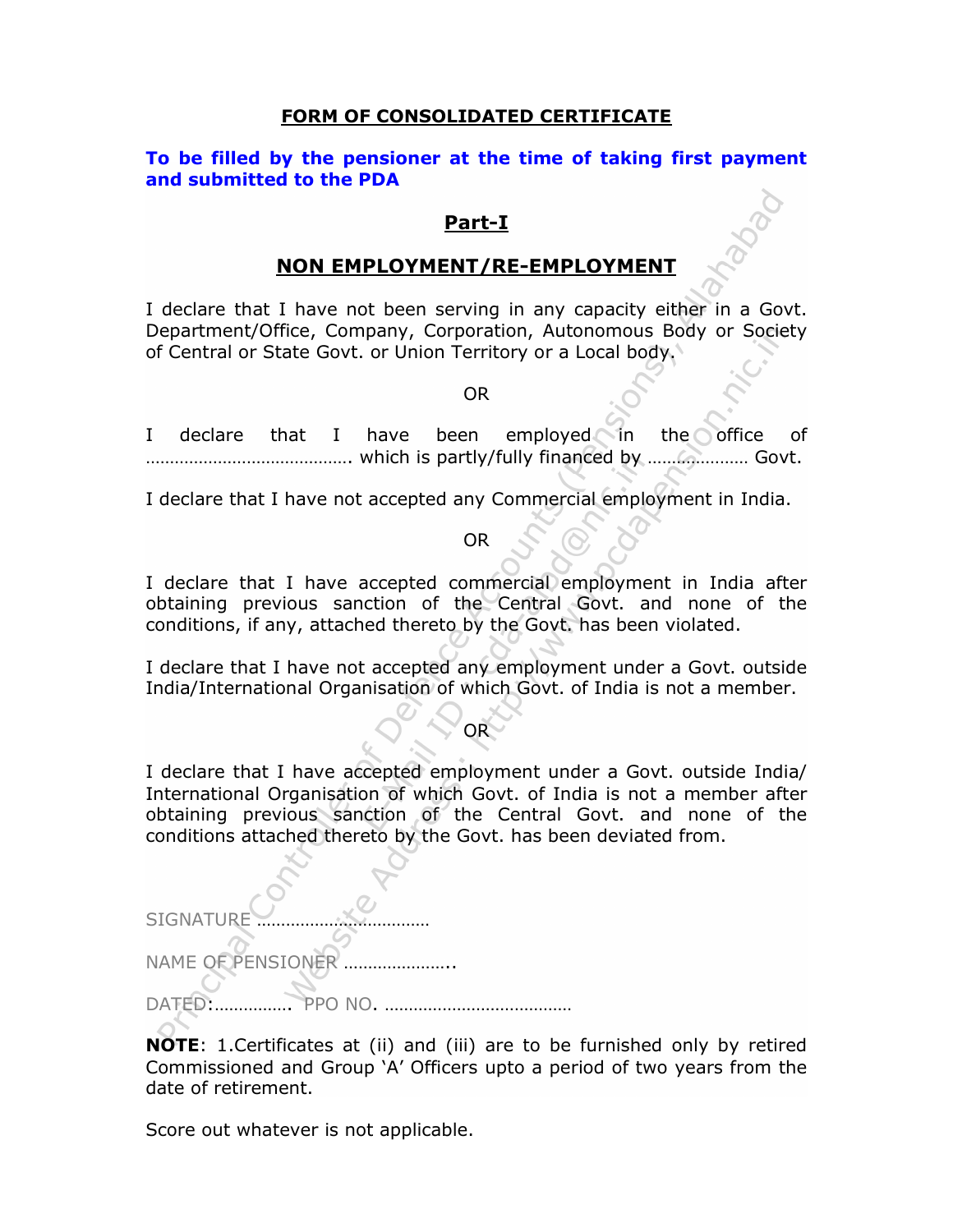## FORM OF CONSOLIDATED CERTIFICATE

**To be filled by the pensioner at the time of taking first payment and submitted to the PDA**

### Part-I

### NON EMPLOYMENT/RE-EMPLOYMENT

I declare that I have not been serving in any capacity either in a Govt. Department/Office, Company, Corporation, Autonomous Body or Society of Central or State Govt. or Union Territory or a Local body.

OR

I declare that I have been employed in the office of ……………………………………. which is partly/fully financed by ………………… Govt.

I declare that I have not accepted any Commercial employment in India.

OR

I declare that I have accepted commercial employment in India after obtaining previous sanction of the Central Govt. and none of the conditions, if any, attached thereto by the Govt. has been violated.

I declare that I have not accepted any employment under a Govt. outside India/International Organisation of which Govt. of India is not a member.

OR

I declare that I have accepted employment under a Govt. outside India/ International Organisation of which Govt. of India is not a member after obtaining previous sanction of the Central Govt. and none of the conditions attached thereto by the Govt. has been deviated from.

SIGNATURE ………………………………

NAME OF PENSIONER …………………..

DATED:……………. PPO NO. …………………………………

**NOTE**: 1.Certificates at (ii) and (iii) are to be furnished only by retired Commissioned and Group 'A' Officers upto a period of two years from the date of retirement.

Score out whatever is not applicable.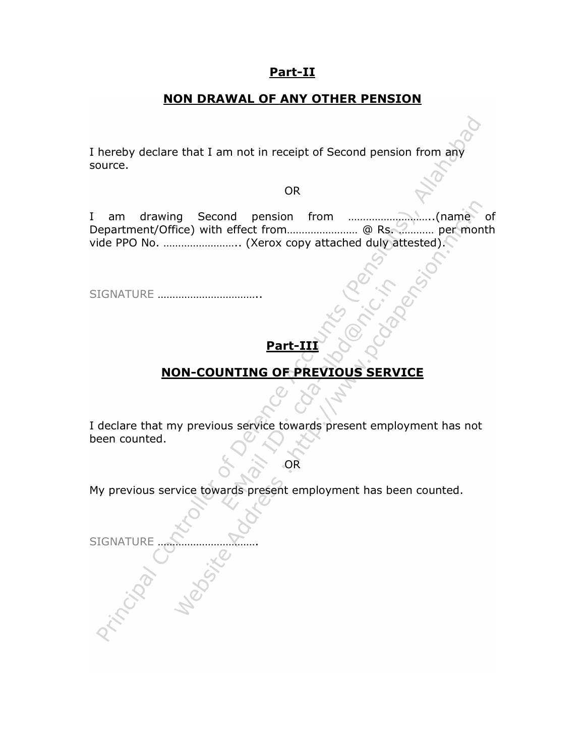## Part-II

## NON DRAWAL OF ANY OTHER PENSION

I hereby declare that I am not in receipt of Second pension from any source.

OR

I am drawing Second pension from ……………………..(name of Department/Office) with effect from…………………… @ Rs. ………… per month vide PPO No. …………………….. (Xerox copy attached duly attested).

SIGNATURE ……………………………..

## Part-III

## NON-COUNTING OF PREVIOUS SERVICE

I declare that my previous service towards present employment has not been counted.

OR

My previous service towards present employment has been counted.

SIGNATURE …………………………….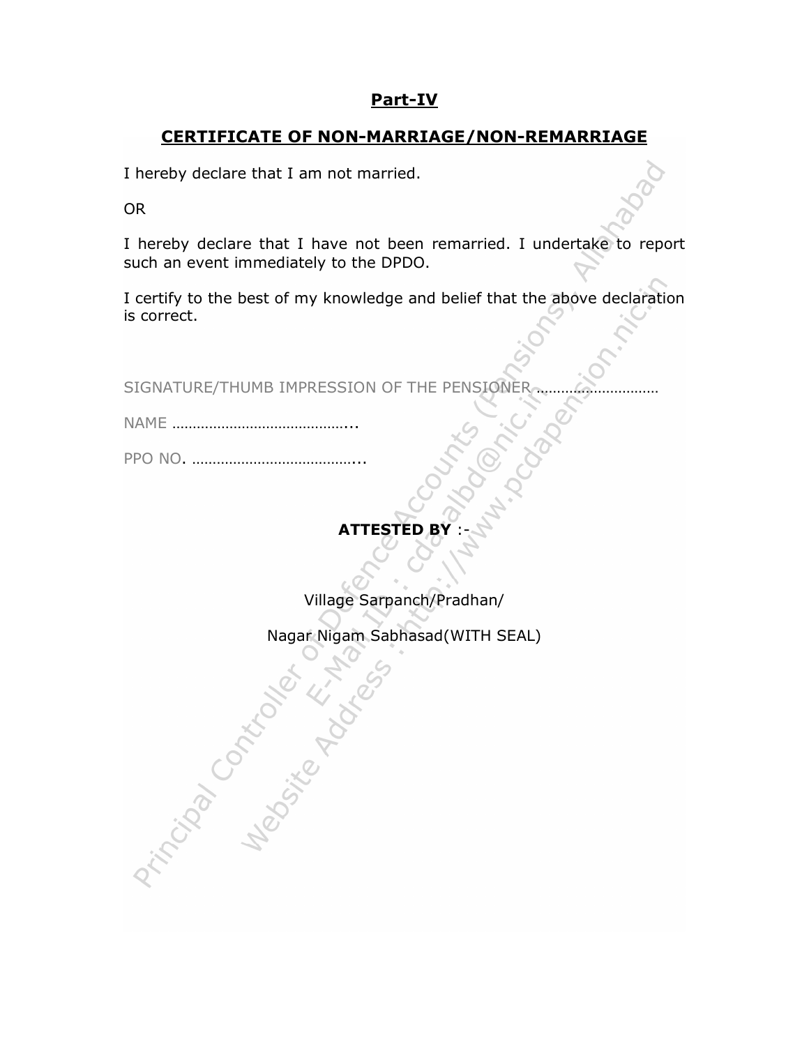## Part-IV

## CERTIFICATE OF NON-MARRIAGE/NON-REMARRIAGE

I hereby declare that I am not married.

OR

I hereby declare that I have not been remarried. I undertake to report such an event immediately to the DPDO.

I certify to the best of my knowledge and belief that the above declaration is correct.

SIGNATURE/THUMB IMPRESSION OF THE PENSIONER …………………………

NAME ……………………………………...

PPO NO. …………………………………...

**ATTESTED BY** :-

Village Sarpanch/Pradhan/

Nagar Nigam Sabhasad(WITH SEAL)